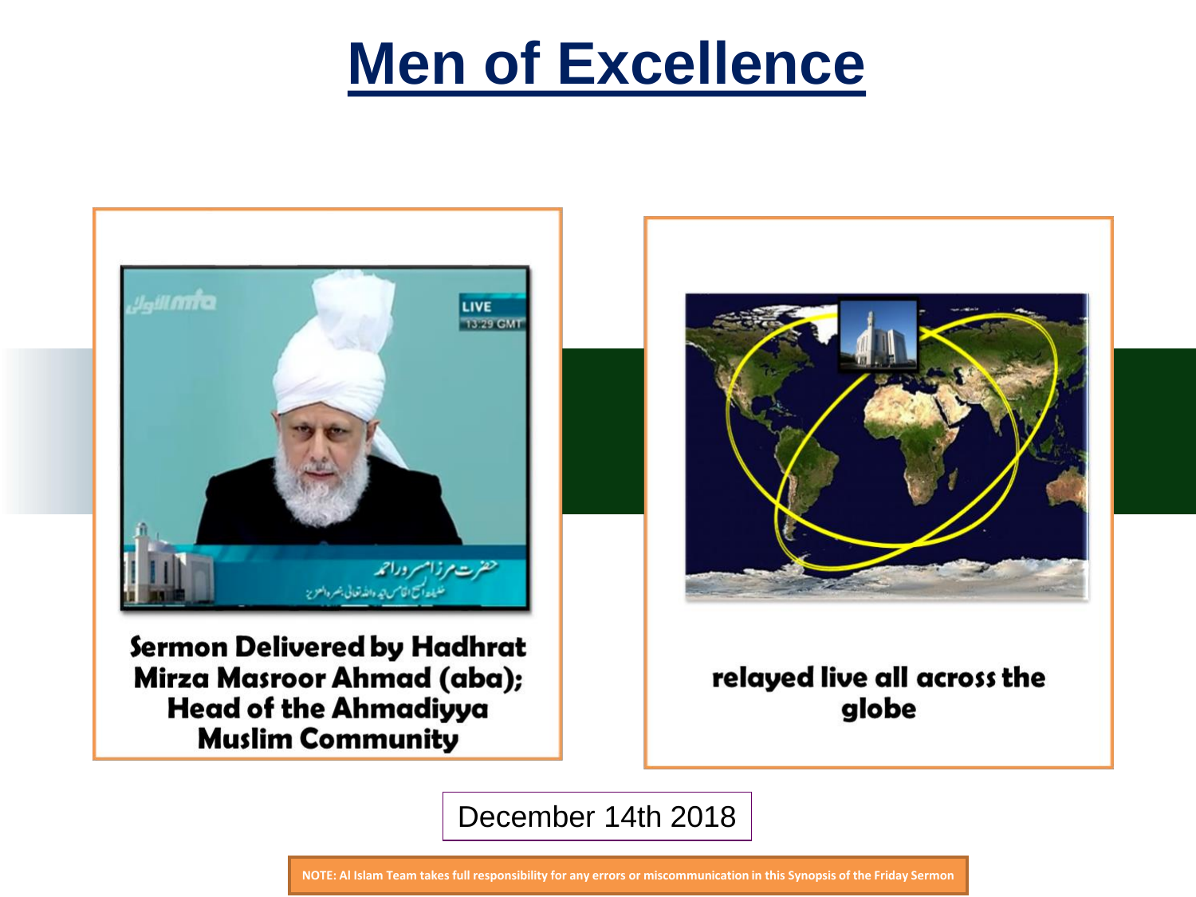# Men of Excellence

**Sermon Delivered by Hadhrat Mirza Masroor Ahmad (aba); Head of the Ahmadiyya Muslim Community**

**relayed live all across the globe**

December 14th 2018

**NOTE: Al Islam Team takes full responsibility for any errors or miscommunication in this Synopsis of the Friday Sermon**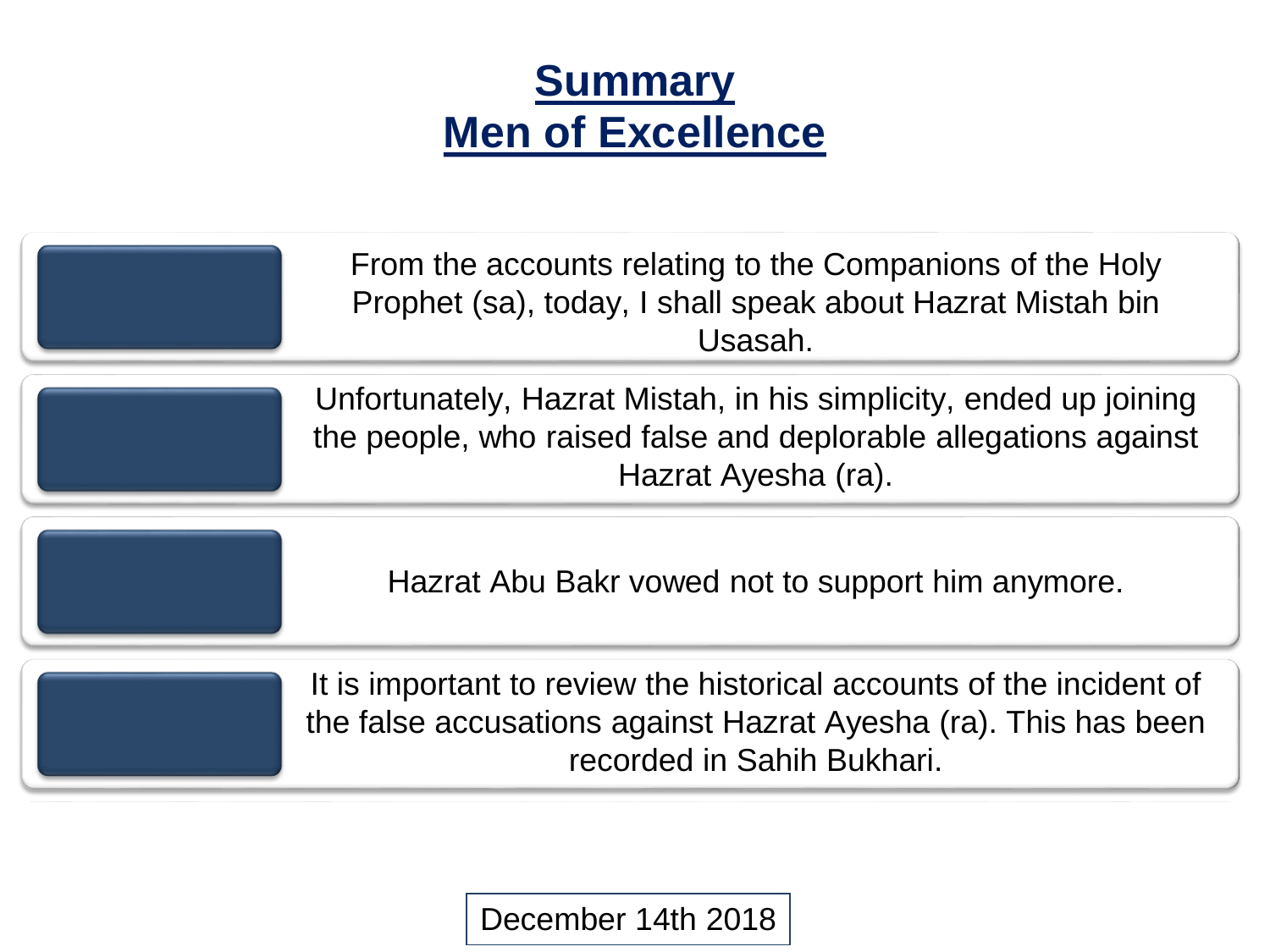# Summary
# Men of Excellence

- From the accounts relating to the Companions of the Holy Prophet (sa), today, I shall speak about Hazrat Mistah bin Usasah.
- Unfortunately, Hazrat Mistah, in his simplicity, ended up joining the people, who raised false and deplorable allegations against Hazrat Ayesha (ra).
- Hazrat Abu Bakr vowed not to support him anymore.
- It is important to review the historical accounts of the incident of the false accusations against Hazrat Ayesha (ra). This has been recorded in Sahih Bukhari.

December 14th 2018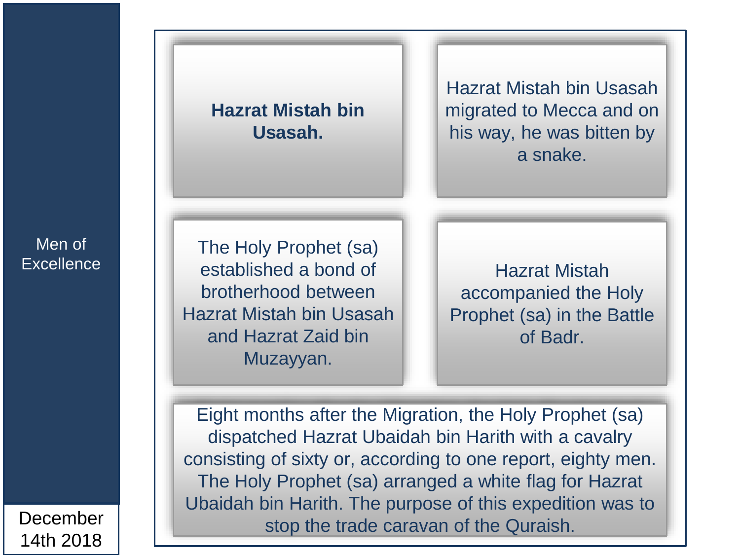**Hazrat Mistah bin Usasah.**

Hazrat Mistah bin Usasah migrated to Mecca and on his way, he was bitten by a snake.

The Holy Prophet (sa) established a bond of brotherhood between Hazrat Mistah bin Usasah and Hazrat Zaid bin Muzayyan.

Hazrat Mistah accompanied the Holy Prophet (sa) in the Battle of Badr.

Eight months after the Migration, the Holy Prophet (sa) dispatched Hazrat Ubaidah bin Harith with a cavalry consisting of sixty or, according to one report, eighty men. The Holy Prophet (sa) arranged a white flag for Hazrat Ubaidah bin Harith. The purpose of this expedition was to stop the trade caravan of the Quraish.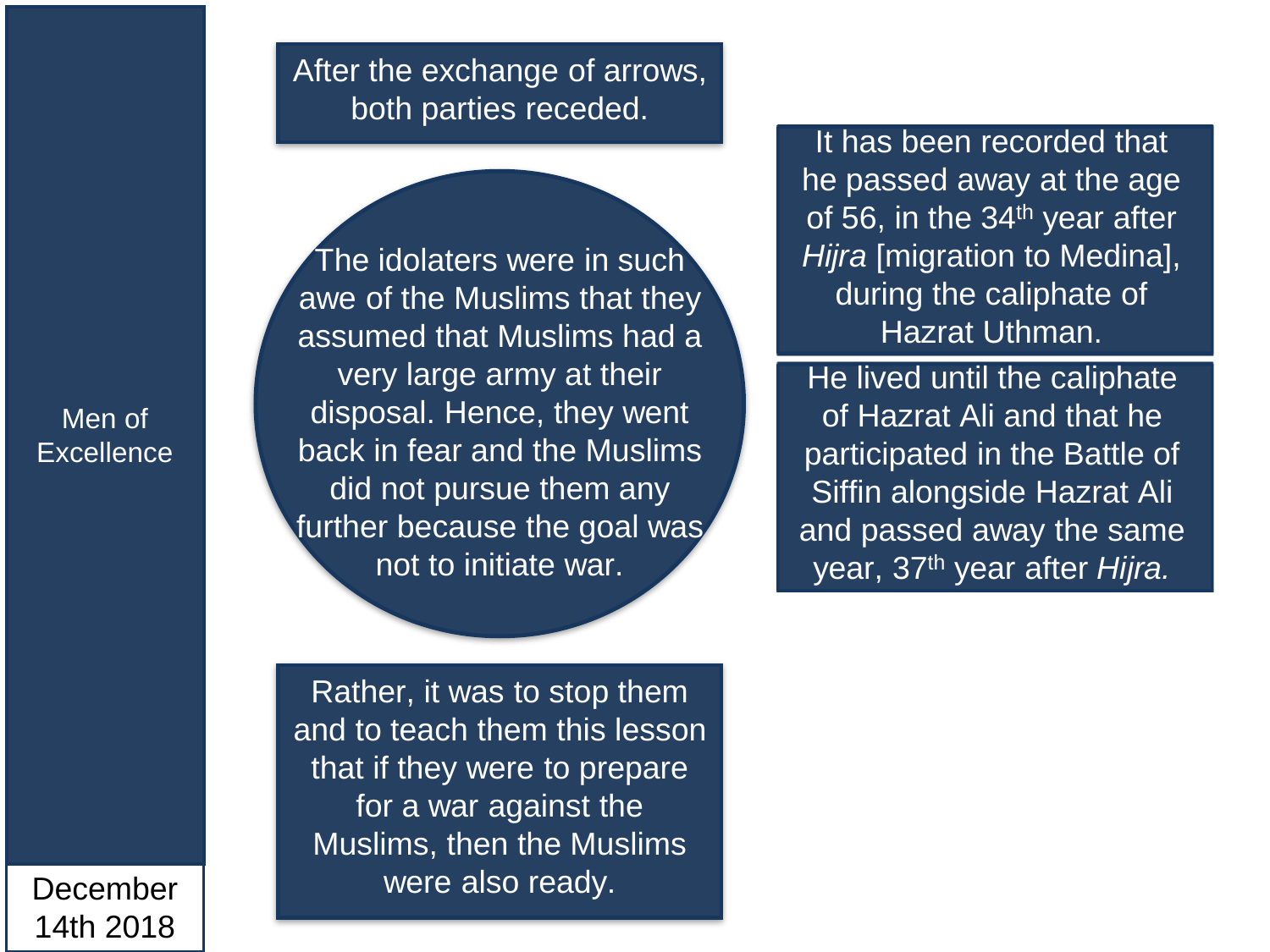After the exchange of arrows, both parties receded.

The idolaters were in such awe of the Muslims that they assumed that Muslims had a very large army at their disposal. Hence, they went back in fear and the Muslims did not pursue them any further because the goal was not to initiate war.

Rather, it was to stop them and to teach them this lesson that if they were to prepare for a war against the Muslims, then the Muslims were also ready.

It has been recorded that he passed away at the age of 56, in the 34th year after *Hijra* [migration to Medina], during the caliphate of Hazrat Uthman.

He lived until the caliphate of Hazrat Ali and that he participated in the Battle of Siffin alongside Hazrat Ali and passed away the same year, 37th year after *Hijra.*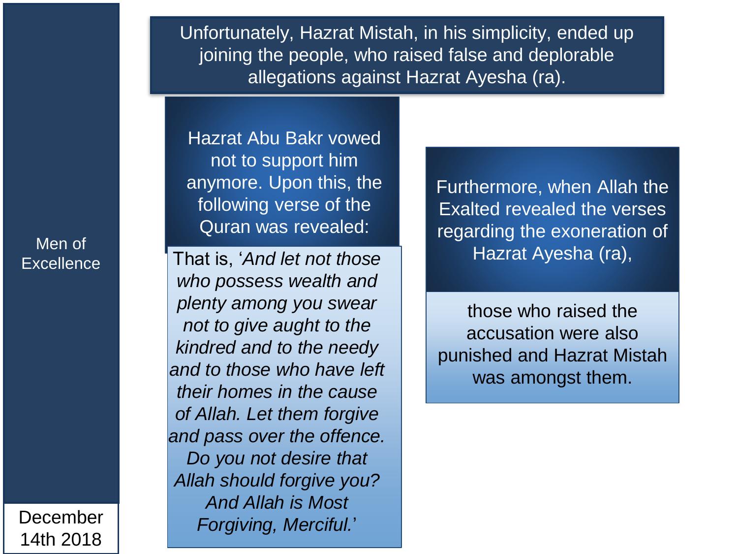Men of Excellence

December 14th 2018

Unfortunately, Hazrat Mistah, in his simplicity, ended up joining the people, who raised false and deplorable allegations against Hazrat Ayesha (ra).

Hazrat Abu Bakr vowed not to support him anymore. Upon this, the following verse of the Quran was revealed:

That is, '*And let not those who possess wealth and plenty among you swear not to give aught to the kindred and to the needy and to those who have left their homes in the cause of Allah. Let them forgive and pass over the offence. Do you not desire that Allah should forgive you? And Allah is Most Forgiving, Merciful.*'

Furthermore, when Allah the Exalted revealed the verses regarding the exoneration of Hazrat Ayesha (ra),

those who raised the accusation were also punished and Hazrat Mistah was amongst them.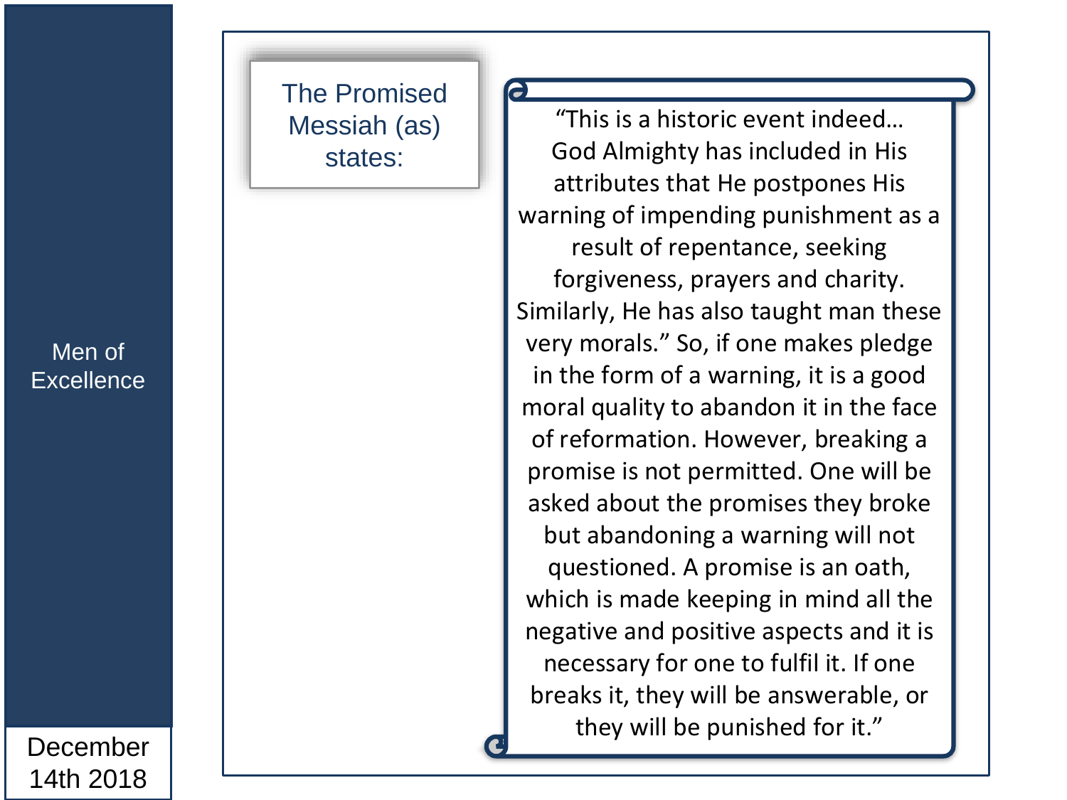Men of Excellence

December 14th 2018

### The Promised Messiah (as) states:

"This is a historic event indeed… God Almighty has included in His attributes that He postpones His warning of impending punishment as a result of repentance, seeking forgiveness, prayers and charity. Similarly, He has also taught man these very morals." So, if one makes pledge in the form of a warning, it is a good moral quality to abandon it in the face of reformation. However, breaking a promise is not permitted. One will be asked about the promises they broke but abandoning a warning will not questioned. A promise is an oath, which is made keeping in mind all the negative and positive aspects and it is necessary for one to fulfil it. If one breaks it, they will be answerable, or they will be punished for it."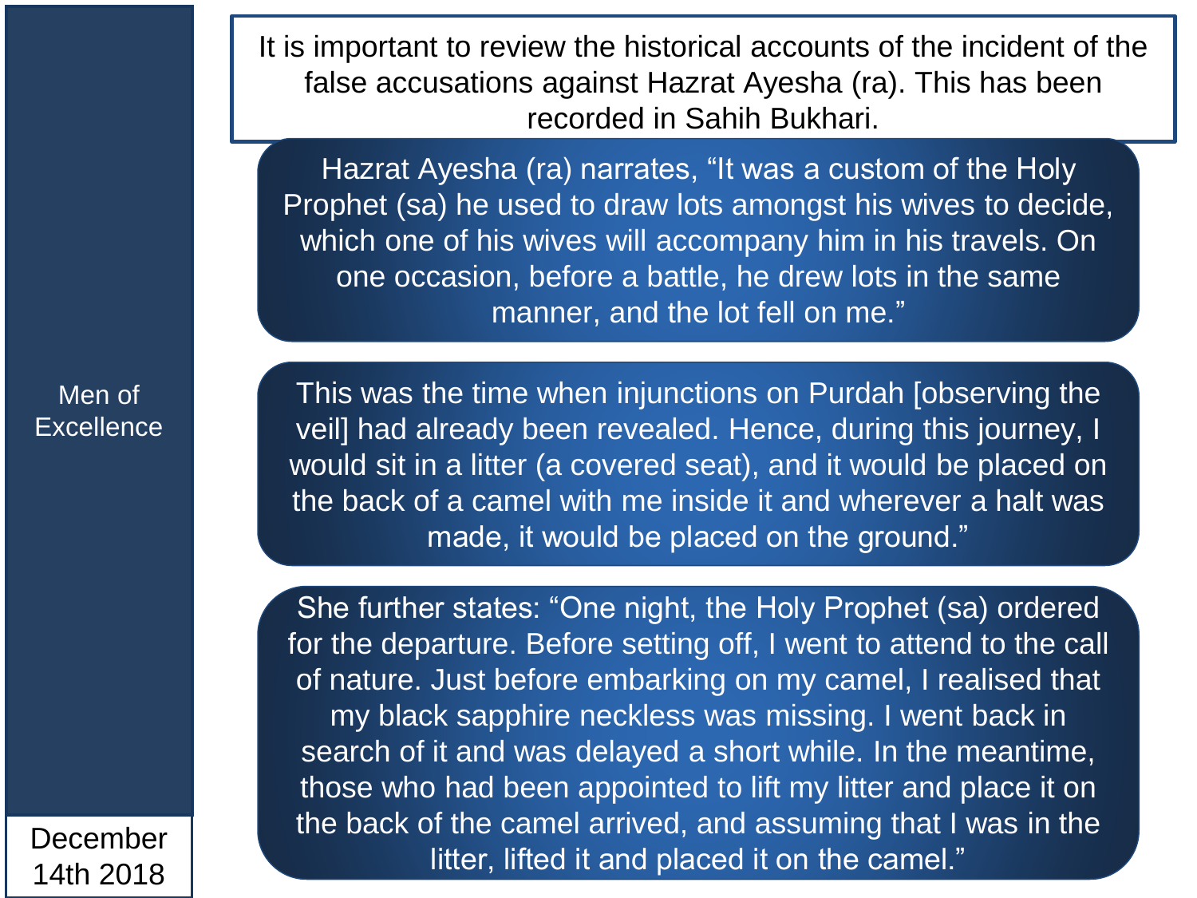It is important to review the historical accounts of the incident of the false accusations against Hazrat Ayesha (ra). This has been recorded in Sahih Bukhari.

Hazrat Ayesha (ra) narrates, “It was a custom of the Holy Prophet (sa) he used to draw lots amongst his wives to decide, which one of his wives will accompany him in his travels. On one occasion, before a battle, he drew lots in the same manner, and the lot fell on me.”

This was the time when injunctions on Purdah [observing the veil] had already been revealed. Hence, during this journey, I would sit in a litter (a covered seat), and it would be placed on the back of a camel with me inside it and wherever a halt was made, it would be placed on the ground.”

She further states: “One night, the Holy Prophet (sa) ordered for the departure. Before setting off, I went to attend to the call of nature. Just before embarking on my camel, I realised that my black sapphire neckless was missing. I went back in search of it and was delayed a short while. In the meantime, those who had been appointed to lift my litter and place it on the back of the camel arrived, and assuming that I was in the litter, lifted it and placed it on the camel.”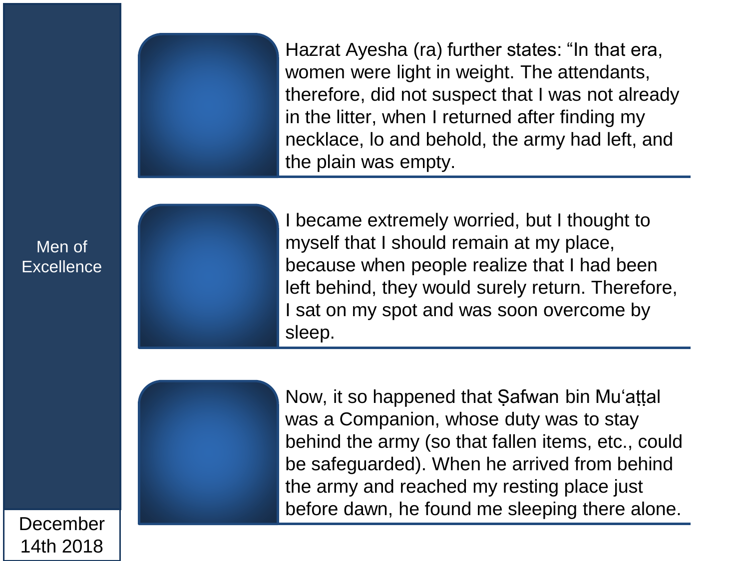Hazrat Ayesha (ra) further states: “In that era, women were light in weight. The attendants, therefore, did not suspect that I was not already in the litter, when I returned after finding my necklace, lo and behold, the army had left, and the plain was empty.

I became extremely worried, but I thought to myself that I should remain at my place, because when people realize that I had been left behind, they would surely return. Therefore, I sat on my spot and was soon overcome by sleep.

Now, it so happened that Ṣafwan bin Mu‘aṭṭal was a Companion, whose duty was to stay behind the army (so that fallen items, etc., could be safeguarded). When he arrived from behind the army and reached my resting place just before dawn, he found me sleeping there alone.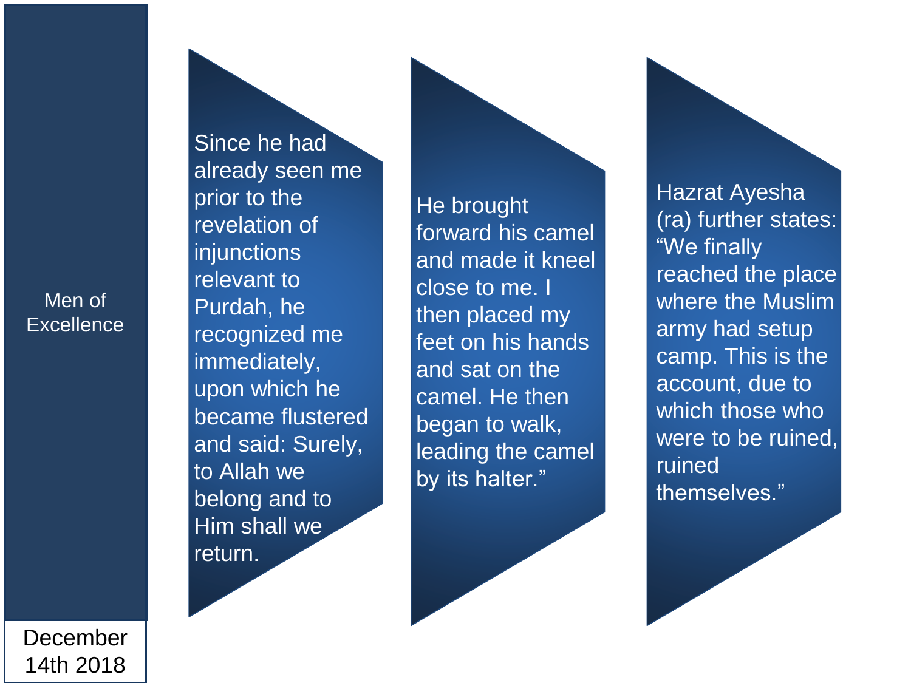Since he had already seen me prior to the revelation of injunctions relevant to Purdah, he recognized me immediately, upon which he became flustered and said: Surely, to Allah we belong and to Him shall we return.

He brought forward his camel and made it kneel close to me. I then placed my feet on his hands and sat on the camel. He then began to walk, leading the camel by its halter."

Hazrat Ayesha (ra) further states: "We finally reached the place where the Muslim army had setup camp. This is the account, due to which those who were to be ruined, ruined themselves."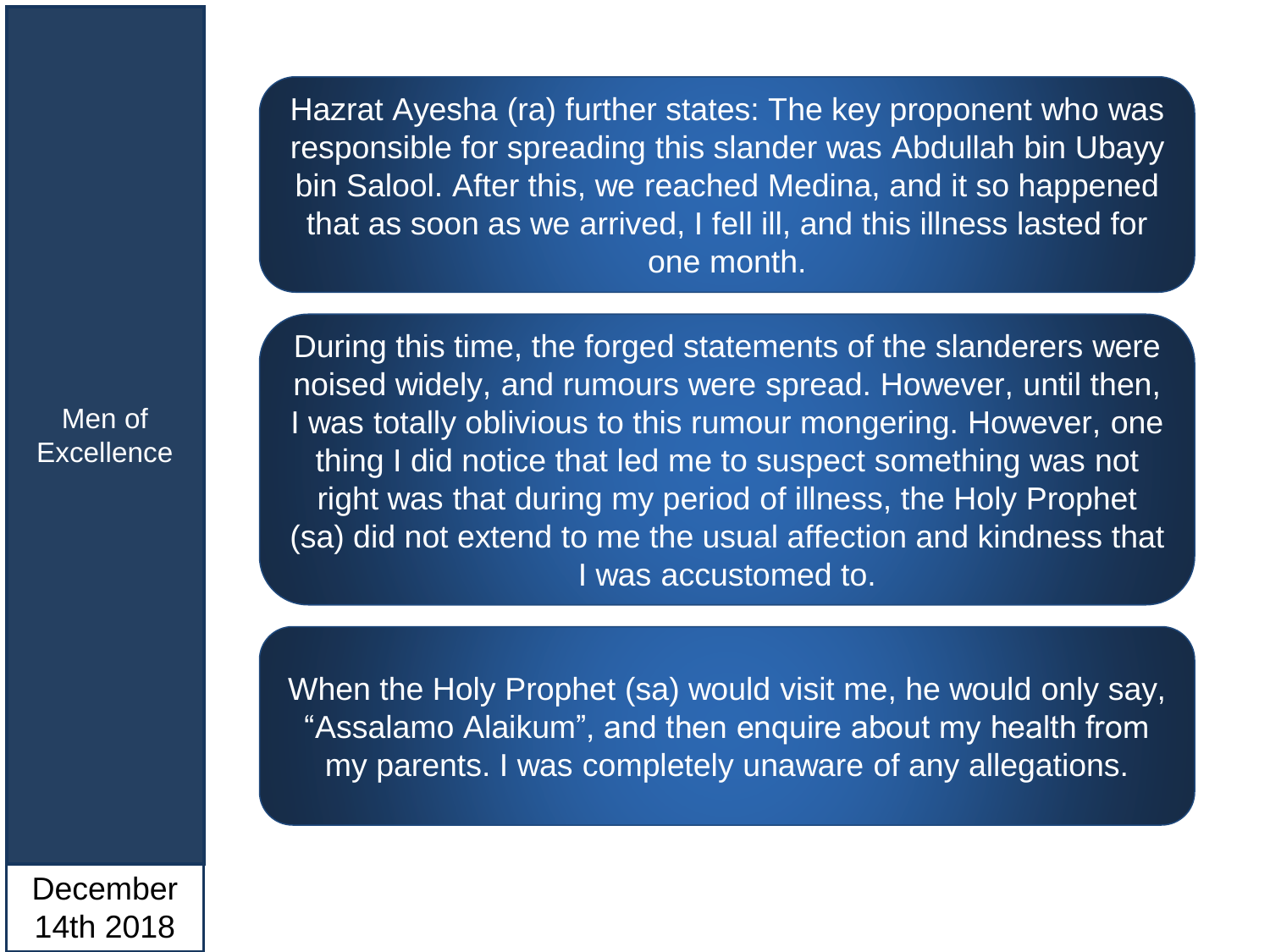Hazrat Ayesha (ra) further states: The key proponent who was responsible for spreading this slander was Abdullah bin Ubayy bin Salool. After this, we reached Medina, and it so happened that as soon as we arrived, I fell ill, and this illness lasted for one month.

During this time, the forged statements of the slanderers were noised widely, and rumours were spread. However, until then, I was totally oblivious to this rumour mongering. However, one thing I did notice that led me to suspect something was not right was that during my period of illness, the Holy Prophet (sa) did not extend to me the usual affection and kindness that I was accustomed to.

When the Holy Prophet (sa) would visit me, he would only say, "Assalamo Alaikum", and then enquire about my health from my parents. I was completely unaware of any allegations.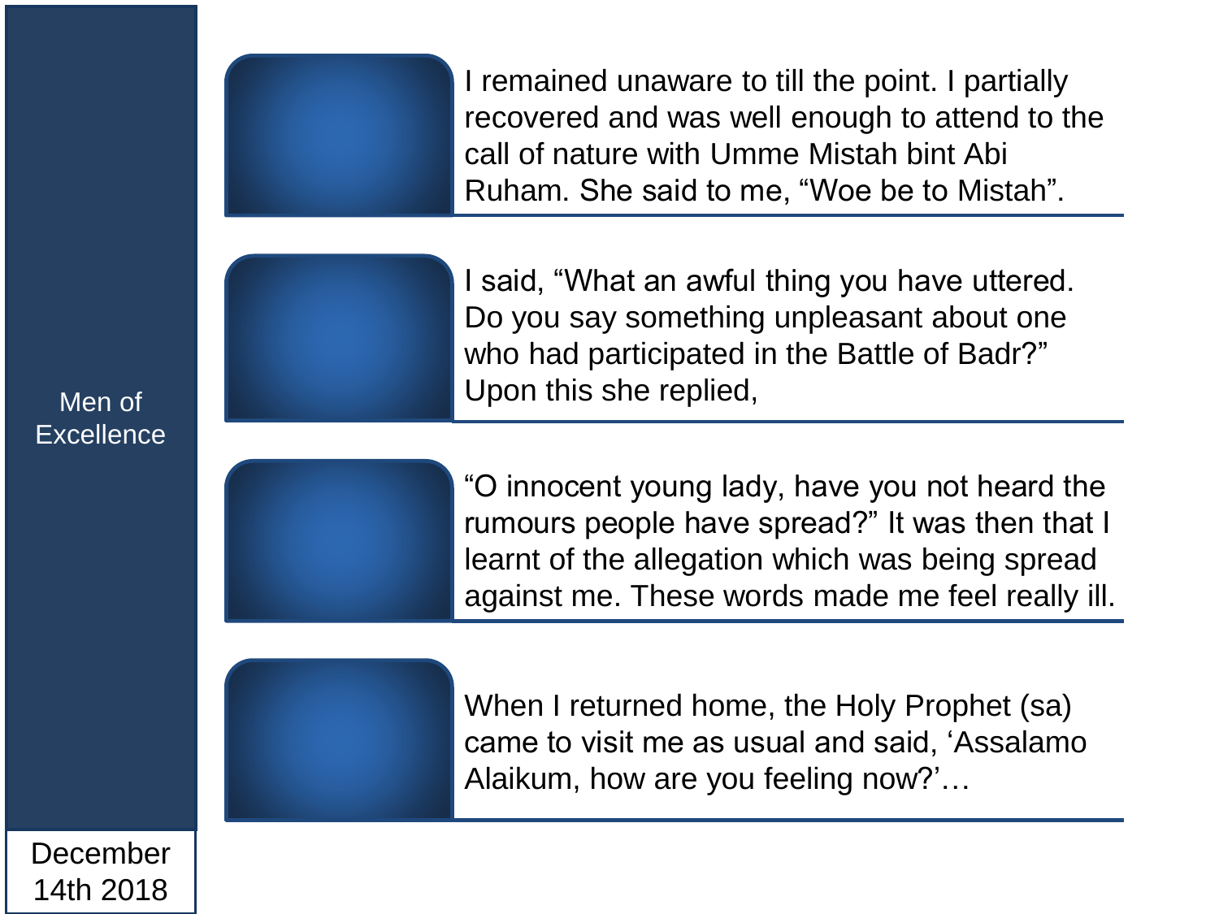Men of Excellence

I remained unaware to till the point. I partially recovered and was well enough to attend to the call of nature with Umme Mistah bint Abi Ruham. She said to me, “Woe be to Mistah”.

I said, “What an awful thing you have uttered. Do you say something unpleasant about one who had participated in the Battle of Badr?” Upon this she replied,

“O innocent young lady, have you not heard the rumours people have spread?” It was then that I learnt of the allegation which was being spread against me. These words made me feel really ill.

When I returned home, the Holy Prophet (sa) came to visit me as usual and said, ‘Assalamo Alaikum, how are you feeling now?’…

December 14th 2018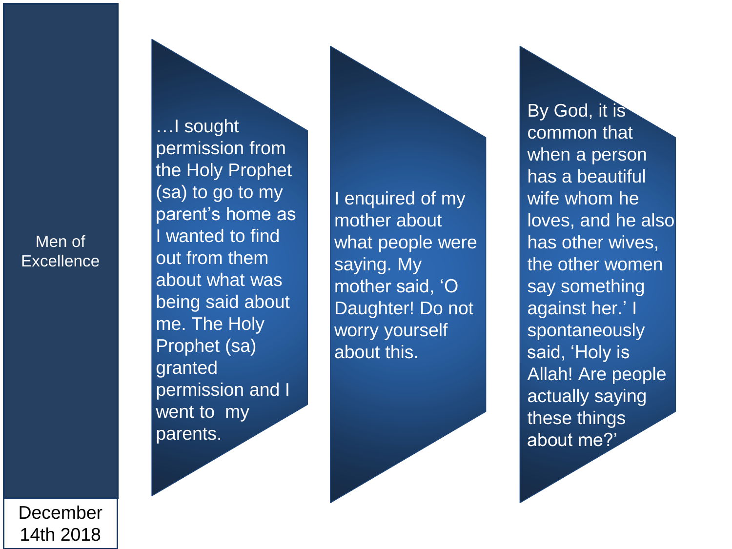Men of Excellence

December 14th 2018

…I sought permission from the Holy Prophet (sa) to go to my parent's home as I wanted to find out from them about what was being said about me. The Holy Prophet (sa) granted permission and I went to my parents.

I enquired of my mother about what people were saying. My mother said, 'O Daughter! Do not worry yourself about this.

By God, it is common that when a person has a beautiful wife whom he loves, and he also has other wives, the other women say something against her.' I spontaneously said, 'Holy is Allah! Are people actually saying these things about me?'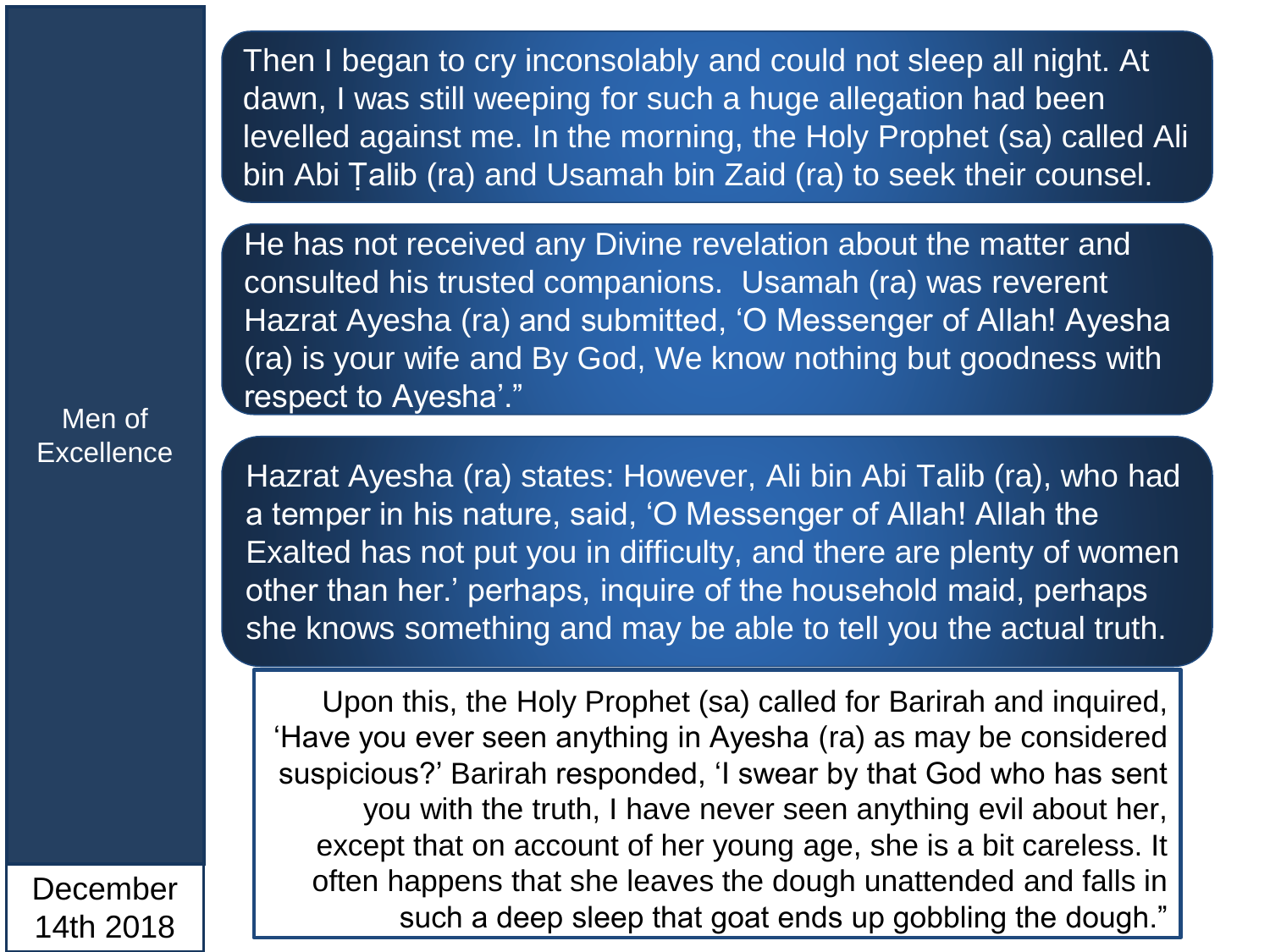Then I began to cry inconsolably and could not sleep all night. At dawn, I was still weeping for such a huge allegation had been levelled against me. In the morning, the Holy Prophet (sa) called Ali bin Abi Ṭalib (ra) and Usamah bin Zaid (ra) to seek their counsel.

He has not received any Divine revelation about the matter and consulted his trusted companions.  Usamah (ra) was reverent Hazrat Ayesha (ra) and submitted, 'O Messenger of Allah! Ayesha (ra) is your wife and By God, We know nothing but goodness with respect to Ayesha'."

Hazrat Ayesha (ra) states: However, Ali bin Abi Talib (ra), who had a temper in his nature, said, 'O Messenger of Allah! Allah the Exalted has not put you in difficulty, and there are plenty of women other than her.' perhaps, inquire of the household maid, perhaps she knows something and may be able to tell you the actual truth.

Upon this, the Holy Prophet (sa) called for Barirah and inquired, 'Have you ever seen anything in Ayesha (ra) as may be considered suspicious?' Barirah responded, 'I swear by that God who has sent you with the truth, I have never seen anything evil about her, except that on account of her young age, she is a bit careless. It often happens that she leaves the dough unattended and falls in such a deep sleep that goat ends up gobbling the dough."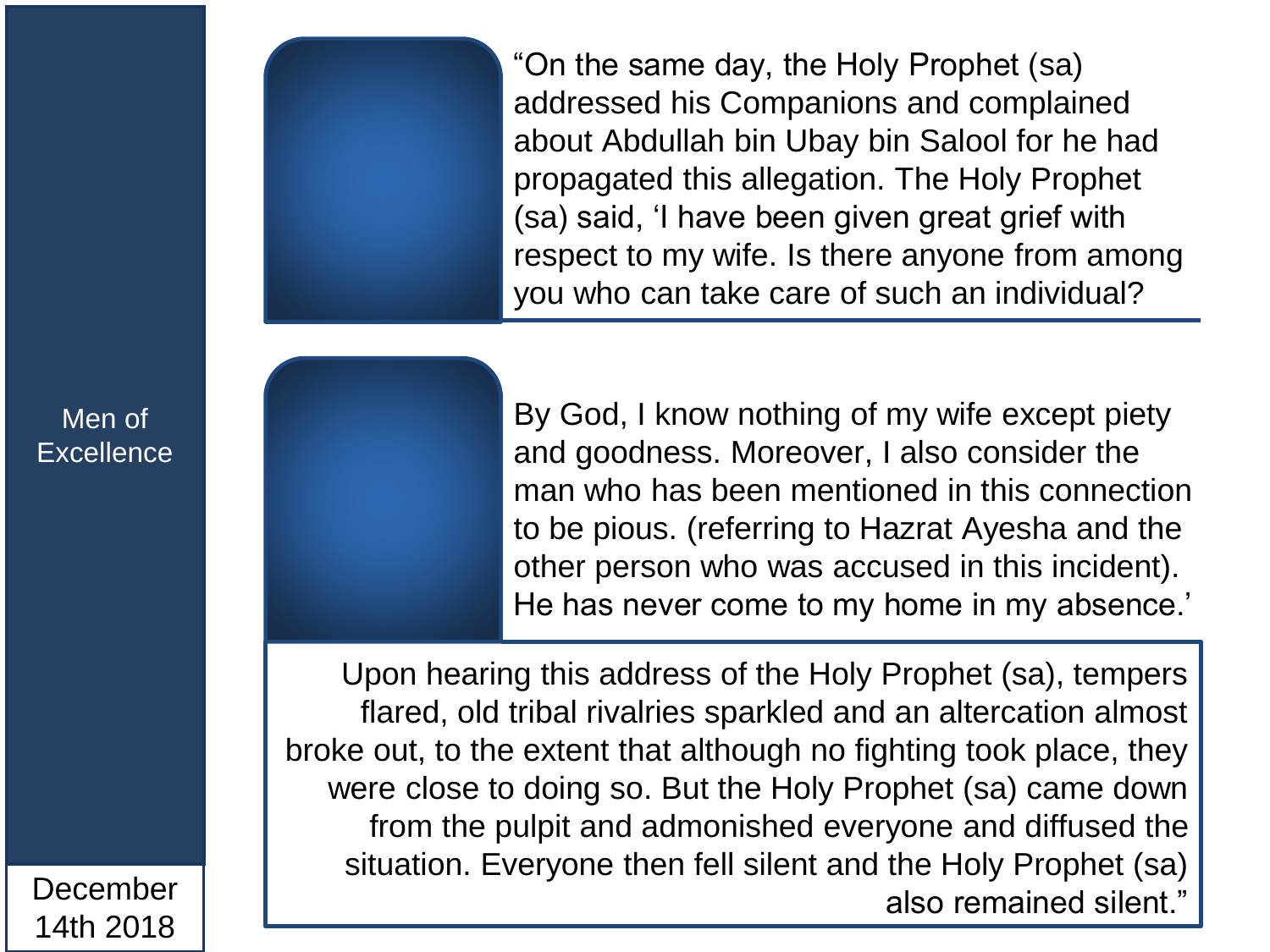“On the same day, the Holy Prophet (sa) addressed his Companions and complained about Abdullah bin Ubay bin Salool for he had propagated this allegation. The Holy Prophet (sa) said, ‘I have been given great grief with respect to my wife. Is there anyone from among you who can take care of such an individual?

By God, I know nothing of my wife except piety and goodness. Moreover, I also consider the man who has been mentioned in this connection to be pious. (referring to Hazrat Ayesha and the other person who was accused in this incident). He has never come to my home in my absence.’

Upon hearing this address of the Holy Prophet (sa), tempers flared, old tribal rivalries sparkled and an altercation almost broke out, to the extent that although no fighting took place, they were close to doing so. But the Holy Prophet (sa) came down from the pulpit and admonished everyone and diffused the situation. Everyone then fell silent and the Holy Prophet (sa) also remained silent.”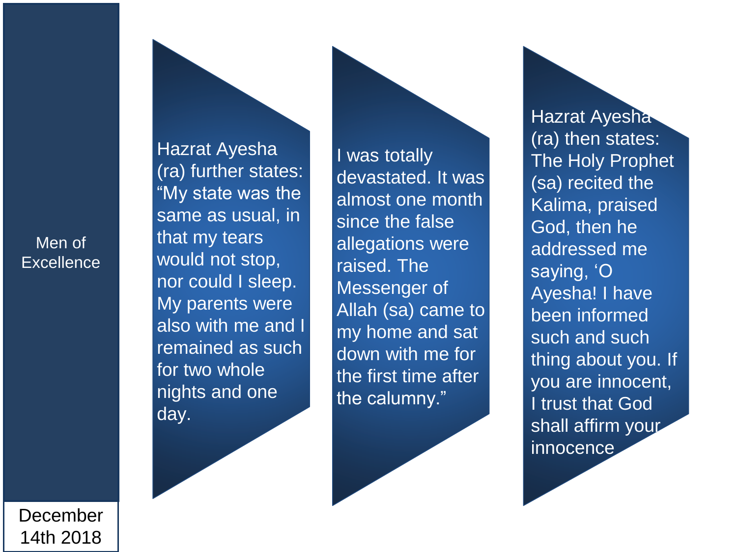Men of Excellence

December 14th 2018

Hazrat Ayesha (ra) further states: “My state was the same as usual, in that my tears would not stop, nor could I sleep. My parents were also with me and I remained as such for two whole nights and one day.

I was totally devastated. It was almost one month since the false allegations were raised. The Messenger of Allah (sa) came to my home and sat down with me for the first time after the calumny.”

Hazrat Ayesha (ra) then states: The Holy Prophet (sa) recited the Kalima, praised God, then he addressed me saying, ‘O Ayesha! I have been informed such and such thing about you. If you are innocent, I trust that God shall affirm your innocence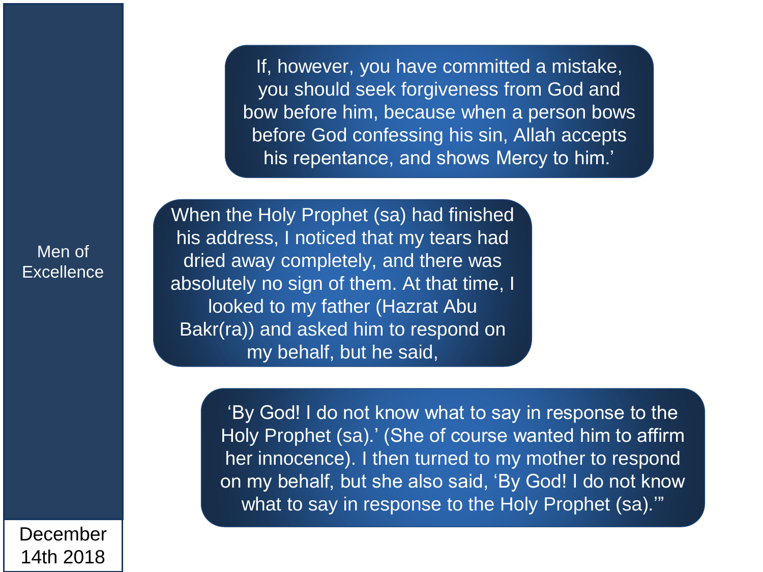Men of Excellence

December 14th 2018

If, however, you have committed a mistake, you should seek forgiveness from God and bow before him, because when a person bows before God confessing his sin, Allah accepts his repentance, and shows Mercy to him.'

When the Holy Prophet (sa) had finished his address, I noticed that my tears had dried away completely, and there was absolutely no sign of them. At that time, I looked to my father (Hazrat Abu Bakr(ra)) and asked him to respond on my behalf, but he said,

'By God! I do not know what to say in response to the Holy Prophet (sa).' (She of course wanted him to affirm her innocence). I then turned to my mother to respond on my behalf, but she also said, 'By God! I do not know what to say in response to the Holy Prophet (sa).'"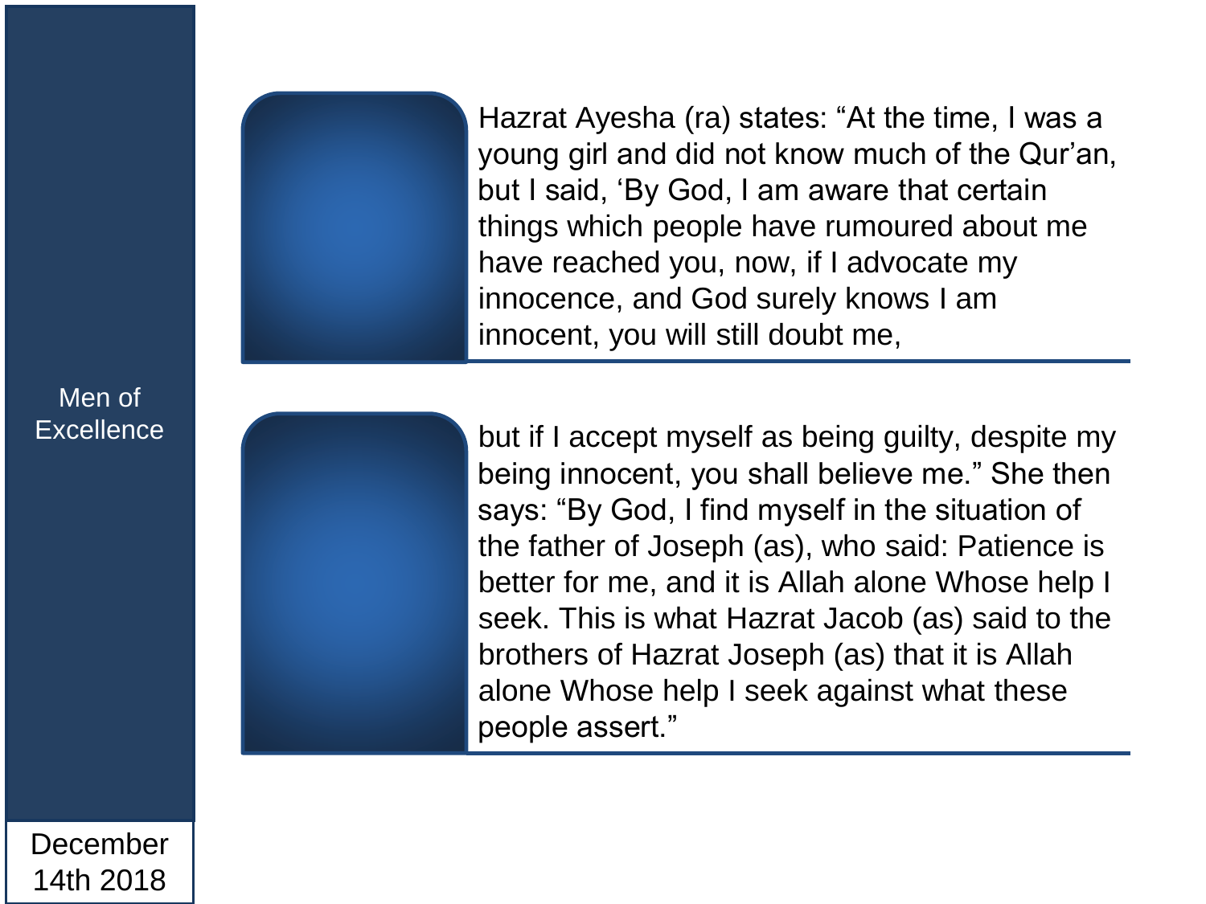Men of Excellence

Hazrat Ayesha (ra) states: “At the time, I was a young girl and did not know much of the Qur’an, but I said, ‘By God, I am aware that certain things which people have rumoured about me have reached you, now, if I advocate my innocence, and God surely knows I am innocent, you will still doubt me,

but if I accept myself as being guilty, despite my being innocent, you shall believe me.” She then says: “By God, I find myself in the situation of the father of Joseph (as), who said: Patience is better for me, and it is Allah alone Whose help I seek. This is what Hazrat Jacob (as) said to the brothers of Hazrat Joseph (as) that it is Allah alone Whose help I seek against what these people assert.”

December 14th 2018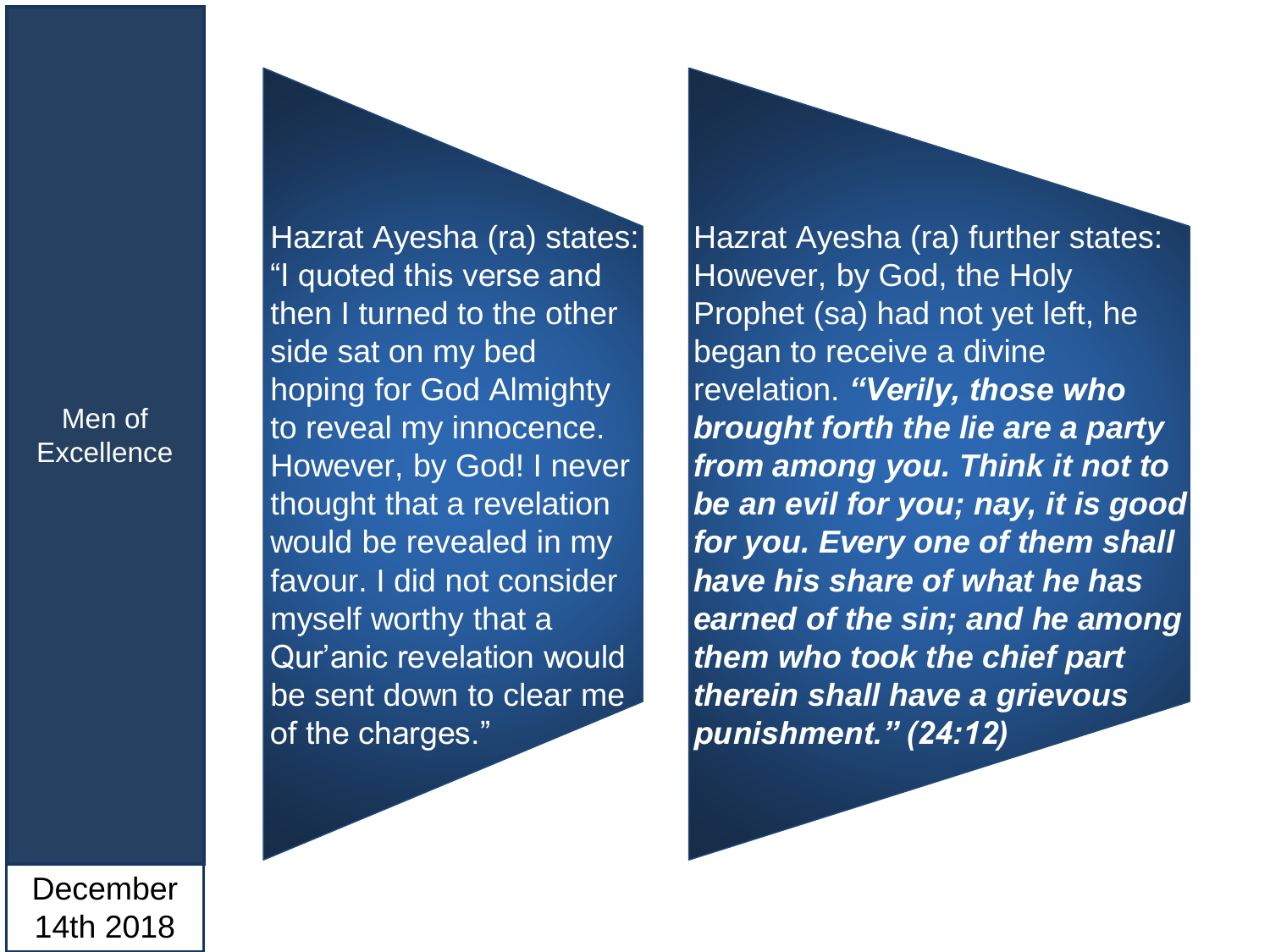Men of Excellence

December 14th 2018

Hazrat Ayesha (ra) states: "I quoted this verse and then I turned to the other side sat on my bed hoping for God Almighty to reveal my innocence. However, by God! I never thought that a revelation would be revealed in my favour. I did not consider myself worthy that a Qur'anic revelation would be sent down to clear me of the charges."

Hazrat Ayesha (ra) further states: However, by God, the Holy Prophet (sa) had not yet left, he began to receive a divine revelation. ***"Verily, those who brought forth the lie are a party from among you. Think it not to be an evil for you; nay, it is good for you. Every one of them shall have his share of what he has earned of the sin; and he among them who took the chief part therein shall have a grievous punishment." (24:12)***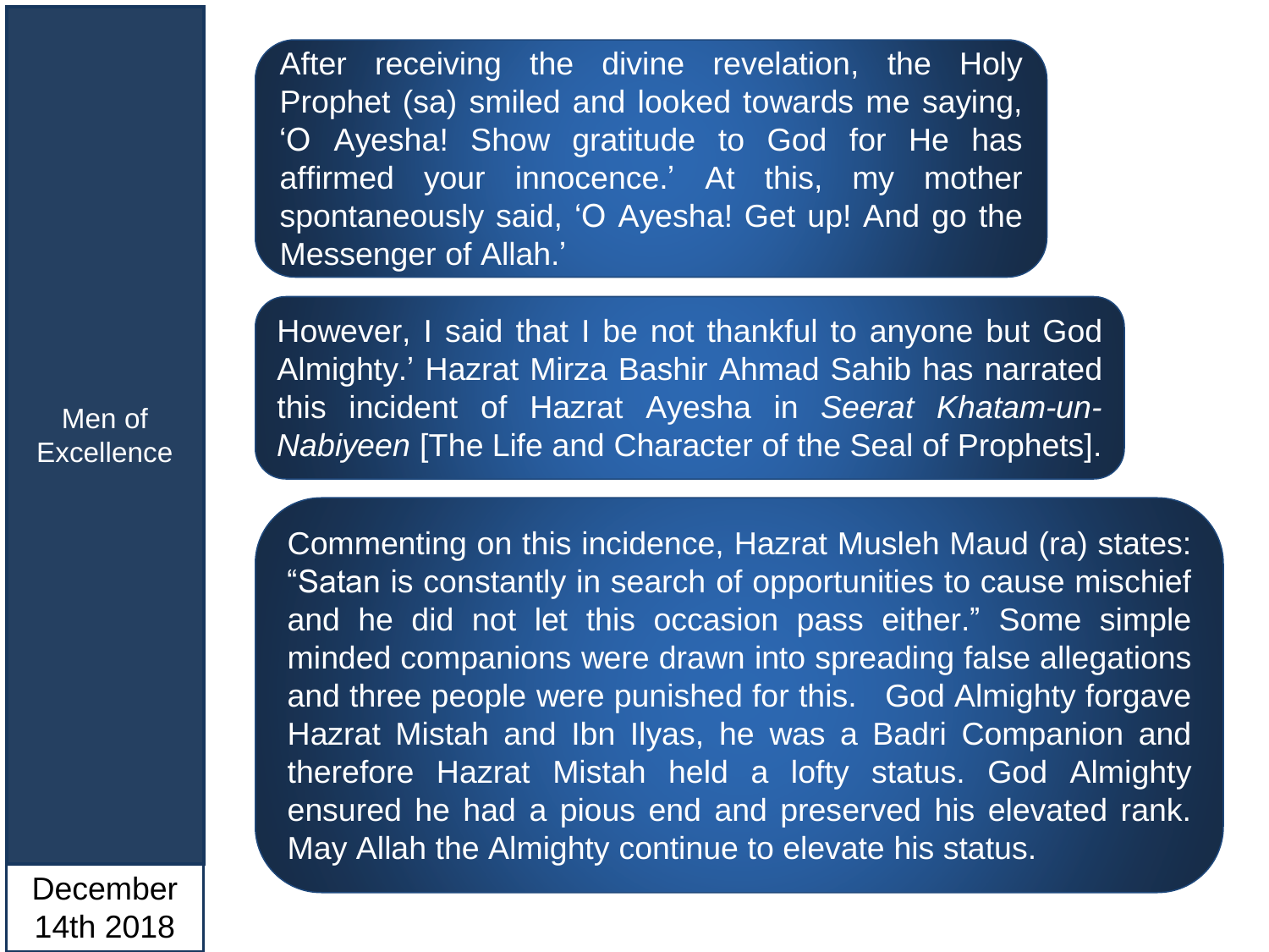Men of Excellence

December 14th 2018

After receiving the divine revelation, the Holy Prophet (sa) smiled and looked towards me saying, 'O Ayesha! Show gratitude to God for He has affirmed your innocence.' At this, my mother spontaneously said, 'O Ayesha! Get up! And go the Messenger of Allah.'

However, I said that I be not thankful to anyone but God Almighty.' Hazrat Mirza Bashir Ahmad Sahib has narrated this incident of Hazrat Ayesha in *Seerat Khatam-un-Nabiyeen* [The Life and Character of the Seal of Prophets].

Commenting on this incidence, Hazrat Musleh Maud (ra) states: "Satan is constantly in search of opportunities to cause mischief and he did not let this occasion pass either." Some simple minded companions were drawn into spreading false allegations and three people were punished for this. God Almighty forgave Hazrat Mistah and Ibn Ilyas, he was a Badri Companion and therefore Hazrat Mistah held a lofty status. God Almighty ensured he had a pious end and preserved his elevated rank. May Allah the Almighty continue to elevate his status.